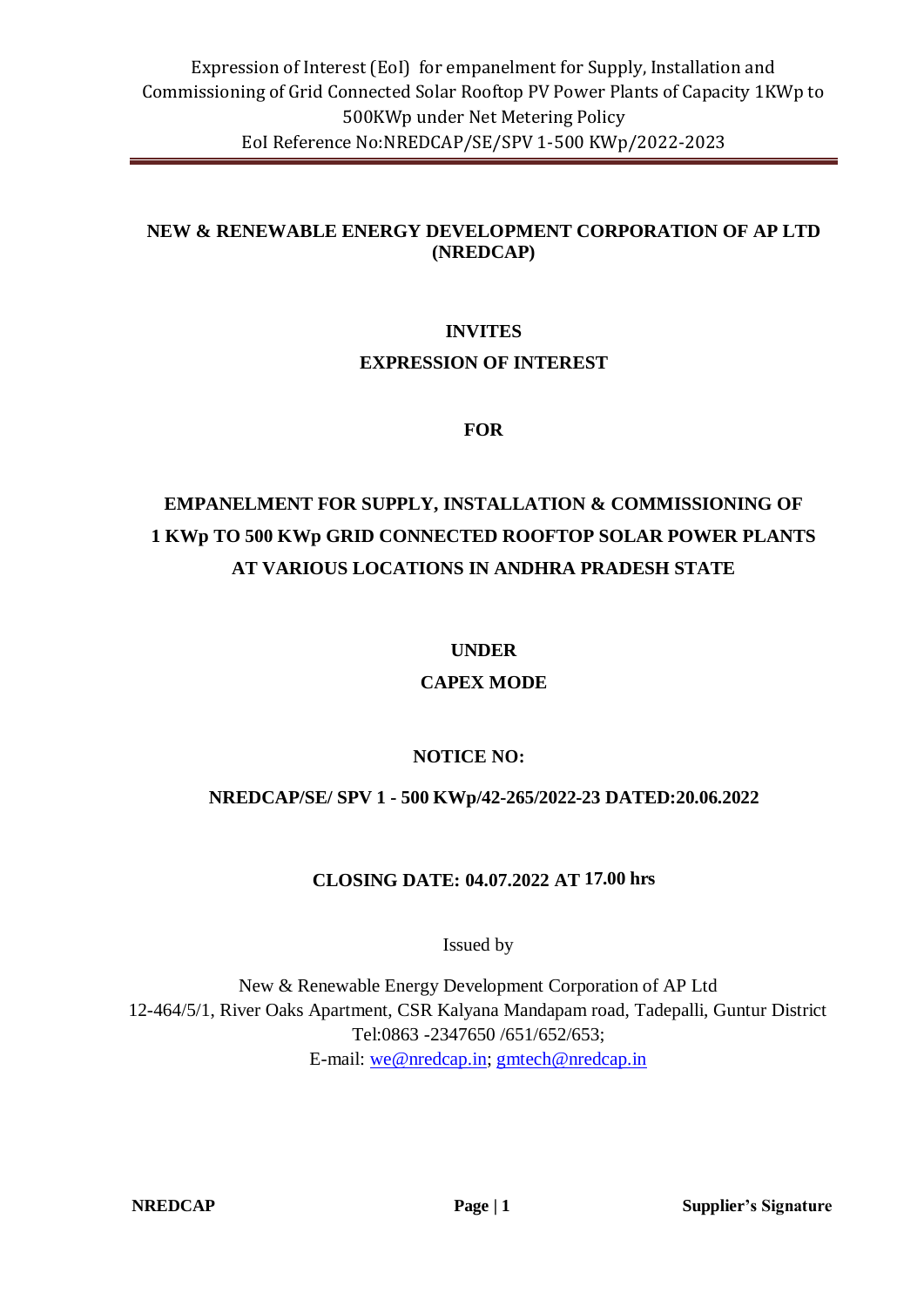# NEW & RENEWABLE ENERGY DEVELOPMENT CORPORATION OF AP LTD (NREDCAP)

## INVITES

## EXPRESSION OF INTEREST

## FOR

## EMPANELMENT FOR SUPPLY, INSTALLATION & COMMISSIONING OF 1 KWp TO 500 KWp GRID CONNECTED ROOFTOP SOLAR POWER PLANTS AT VARIOUS LOCATIONS IN ANDHRA PRADESH STATE

## UNDER

## CAPEX MODE

**NOTICE NO:**

**NREDCAP/SE/ SPV 1 - 500 KWp/42-265/2022-23 DATED:20.06.2022**

**CLOSING DATE: 04.07.2022 AT 17.00 hrs**

Issued by

New & Renewable Energy Development Corporation of AP Ltd
12-464/5/1, River Oaks Apartment, CSR Kalyana Mandapam road, Tadepalli, Guntur District
Tel:0863 -2347650 /651/652/653;
E-mail: we@nredcap.in; gmtech@nredcap.in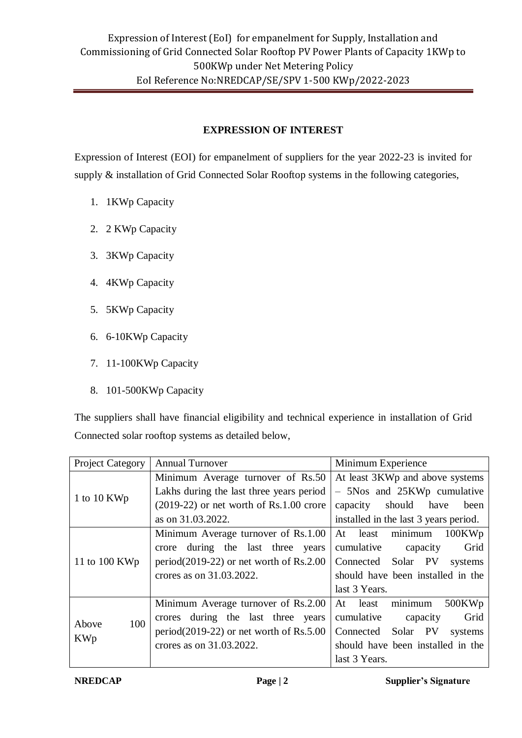## EXPRESSION OF INTEREST

Expression of Interest (EOI) for empanelment of suppliers for the year 2022-23 is invited for supply & installation of Grid Connected Solar Rooftop systems in the following categories,

1. 1KWp Capacity
2. 2 KWp Capacity
3. 3KWp Capacity
4. 4KWp Capacity
5. 5KWp Capacity
6. 6-10KWp Capacity
7. 11-100KWp Capacity
8. 101-500KWp Capacity

The suppliers shall have financial eligibility and technical experience in installation of Grid Connected solar rooftop systems as detailed below,

| Project Category | Annual Turnover | Minimum Experience |
|---|---|---|
| 1 to 10 KWp | Minimum Average turnover of Rs.50 Lakhs during the last three years period (2019-22) or net worth of Rs.1.00 crore as on 31.03.2022. | At least 3KWp and above systems – 5Nos and 25KWp cumulative capacity should have been installed in the last 3 years period. |
| 11 to 100 KWp | Minimum Average turnover of Rs.1.00 crore during the last three years period(2019-22) or net worth of Rs.2.00 crores as on 31.03.2022. | At least minimum 100KWp cumulative capacity Grid Connected Solar PV systems should have been installed in the last 3 Years. |
| Above 100 KWp | Minimum Average turnover of Rs.2.00 crores during the last three years period(2019-22) or net worth of Rs.5.00 crores as on 31.03.2022. | At least minimum 500KWp cumulative capacity Grid Connected Solar PV systems should have been installed in the last 3 Years. |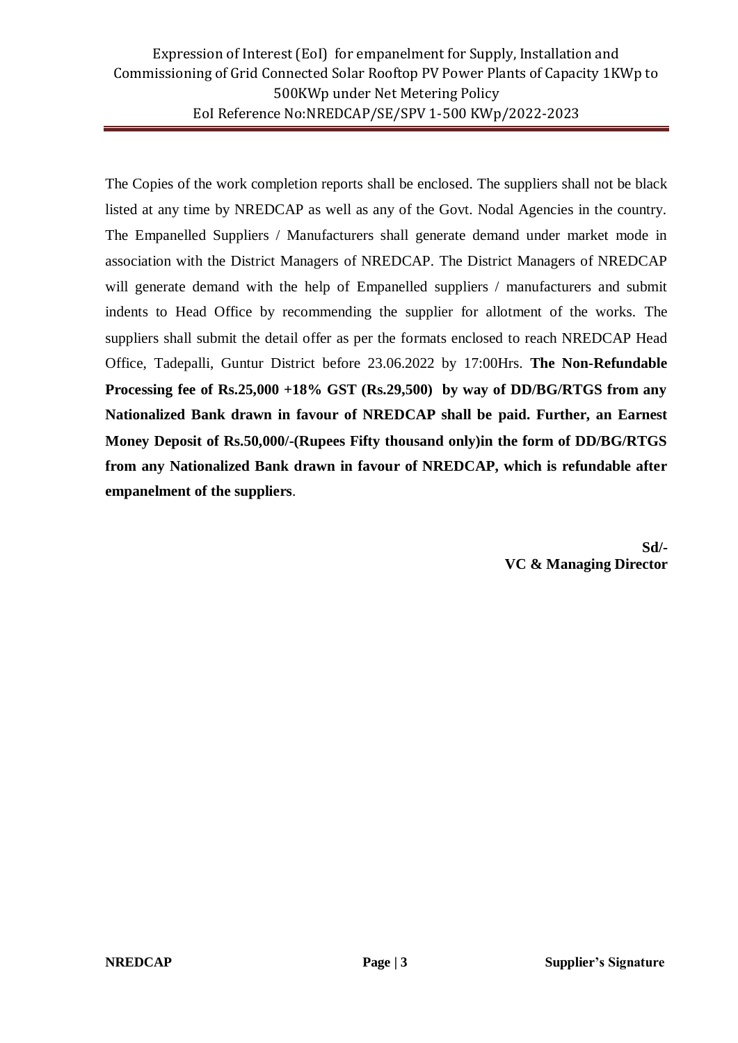The Copies of the work completion reports shall be enclosed. The suppliers shall not be black listed at any time by NREDCAP as well as any of the Govt. Nodal Agencies in the country. The Empanelled Suppliers / Manufacturers shall generate demand under market mode in association with the District Managers of NREDCAP. The District Managers of NREDCAP will generate demand with the help of Empanelled suppliers / manufacturers and submit indents to Head Office by recommending the supplier for allotment of the works. The suppliers shall submit the detail offer as per the formats enclosed to reach NREDCAP Head Office, Tadepalli, Guntur District before 23.06.2022 by 17:00Hrs. **The Non-Refundable Processing fee of Rs.25,000 +18% GST (Rs.29,500) by way of DD/BG/RTGS from any Nationalized Bank drawn in favour of NREDCAP shall be paid. Further, an Earnest Money Deposit of Rs.50,000/-(Rupees Fifty thousand only)in the form of DD/BG/RTGS from any Nationalized Bank drawn in favour of NREDCAP, which is refundable after empanelment of the suppliers**.

**Sd/-**
**VC & Managing Director**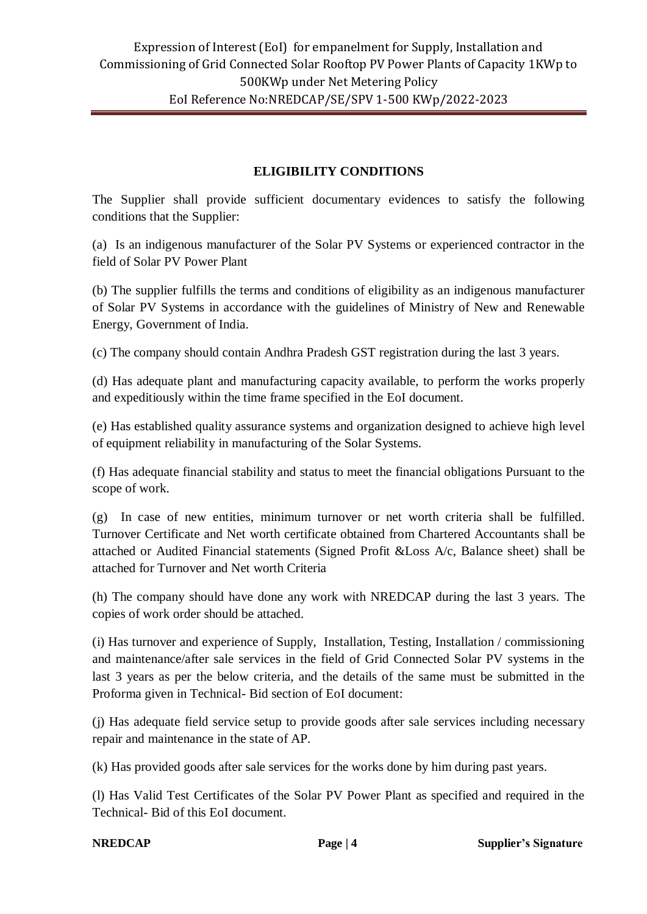## ELIGIBILITY CONDITIONS

The Supplier shall provide sufficient documentary evidences to satisfy the following conditions that the Supplier:

(a) Is an indigenous manufacturer of the Solar PV Systems or experienced contractor in the field of Solar PV Power Plant

(b) The supplier fulfills the terms and conditions of eligibility as an indigenous manufacturer of Solar PV Systems in accordance with the guidelines of Ministry of New and Renewable Energy, Government of India.

(c) The company should contain Andhra Pradesh GST registration during the last 3 years.

(d) Has adequate plant and manufacturing capacity available, to perform the works properly and expeditiously within the time frame specified in the EoI document.

(e) Has established quality assurance systems and organization designed to achieve high level of equipment reliability in manufacturing of the Solar Systems.

(f) Has adequate financial stability and status to meet the financial obligations Pursuant to the scope of work.

(g) In case of new entities, minimum turnover or net worth criteria shall be fulfilled. Turnover Certificate and Net worth certificate obtained from Chartered Accountants shall be attached or Audited Financial statements (Signed Profit &Loss A/c, Balance sheet) shall be attached for Turnover and Net worth Criteria

(h) The company should have done any work with NREDCAP during the last 3 years. The copies of work order should be attached.

(i) Has turnover and experience of Supply, Installation, Testing, Installation / commissioning and maintenance/after sale services in the field of Grid Connected Solar PV systems in the last 3 years as per the below criteria, and the details of the same must be submitted in the Proforma given in Technical- Bid section of EoI document:

(j) Has adequate field service setup to provide goods after sale services including necessary repair and maintenance in the state of AP.

(k) Has provided goods after sale services for the works done by him during past years.

(l) Has Valid Test Certificates of the Solar PV Power Plant as specified and required in the Technical- Bid of this EoI document.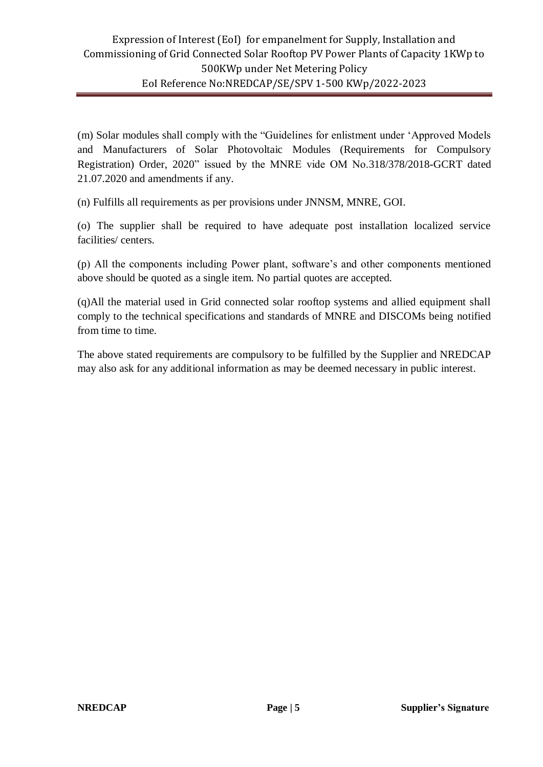(m) Solar modules shall comply with the "Guidelines for enlistment under 'Approved Models and Manufacturers of Solar Photovoltaic Modules (Requirements for Compulsory Registration) Order, 2020" issued by the MNRE vide OM No.318/378/2018-GCRT dated 21.07.2020 and amendments if any.

(n) Fulfills all requirements as per provisions under JNNSM, MNRE, GOI.

(o) The supplier shall be required to have adequate post installation localized service facilities/ centers.

(p) All the components including Power plant, software's and other components mentioned above should be quoted as a single item. No partial quotes are accepted.

(q)All the material used in Grid connected solar rooftop systems and allied equipment shall comply to the technical specifications and standards of MNRE and DISCOMs being notified from time to time.

The above stated requirements are compulsory to be fulfilled by the Supplier and NREDCAP may also ask for any additional information as may be deemed necessary in public interest.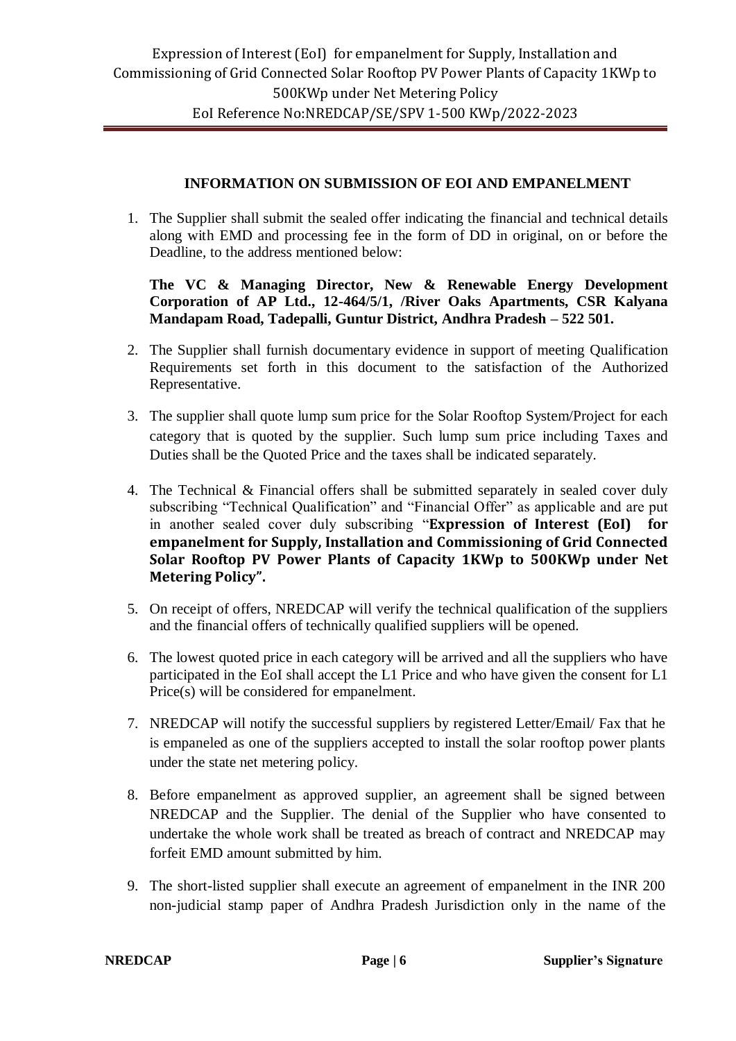## INFORMATION ON SUBMISSION OF EOI AND EMPANELMENT

1. The Supplier shall submit the sealed offer indicating the financial and technical details along with EMD and processing fee in the form of DD in original, on or before the Deadline, to the address mentioned below:

   **The VC & Managing Director, New & Renewable Energy Development Corporation of AP Ltd., 12-464/5/1, /River Oaks Apartments, CSR Kalyana Mandapam Road, Tadepalli, Guntur District, Andhra Pradesh – 522 501.**

2. The Supplier shall furnish documentary evidence in support of meeting Qualification Requirements set forth in this document to the satisfaction of the Authorized Representative.

3. The supplier shall quote lump sum price for the Solar Rooftop System/Project for each category that is quoted by the supplier. Such lump sum price including Taxes and Duties shall be the Quoted Price and the taxes shall be indicated separately.

4. The Technical & Financial offers shall be submitted separately in sealed cover duly subscribing "Technical Qualification" and "Financial Offer" as applicable and are put in another sealed cover duly subscribing "**Expression of Interest (EoI) for empanelment for Supply, Installation and Commissioning of Grid Connected Solar Rooftop PV Power Plants of Capacity 1KWp to 500KWp under Net Metering Policy".**

5. On receipt of offers, NREDCAP will verify the technical qualification of the suppliers and the financial offers of technically qualified suppliers will be opened.

6. The lowest quoted price in each category will be arrived and all the suppliers who have participated in the EoI shall accept the L1 Price and who have given the consent for L1 Price(s) will be considered for empanelment.

7. NREDCAP will notify the successful suppliers by registered Letter/Email/ Fax that he is empaneled as one of the suppliers accepted to install the solar rooftop power plants under the state net metering policy.

8. Before empanelment as approved supplier, an agreement shall be signed between NREDCAP and the Supplier. The denial of the Supplier who have consented to undertake the whole work shall be treated as breach of contract and NREDCAP may forfeit EMD amount submitted by him.

9. The short-listed supplier shall execute an agreement of empanelment in the INR 200 non-judicial stamp paper of Andhra Pradesh Jurisdiction only in the name of the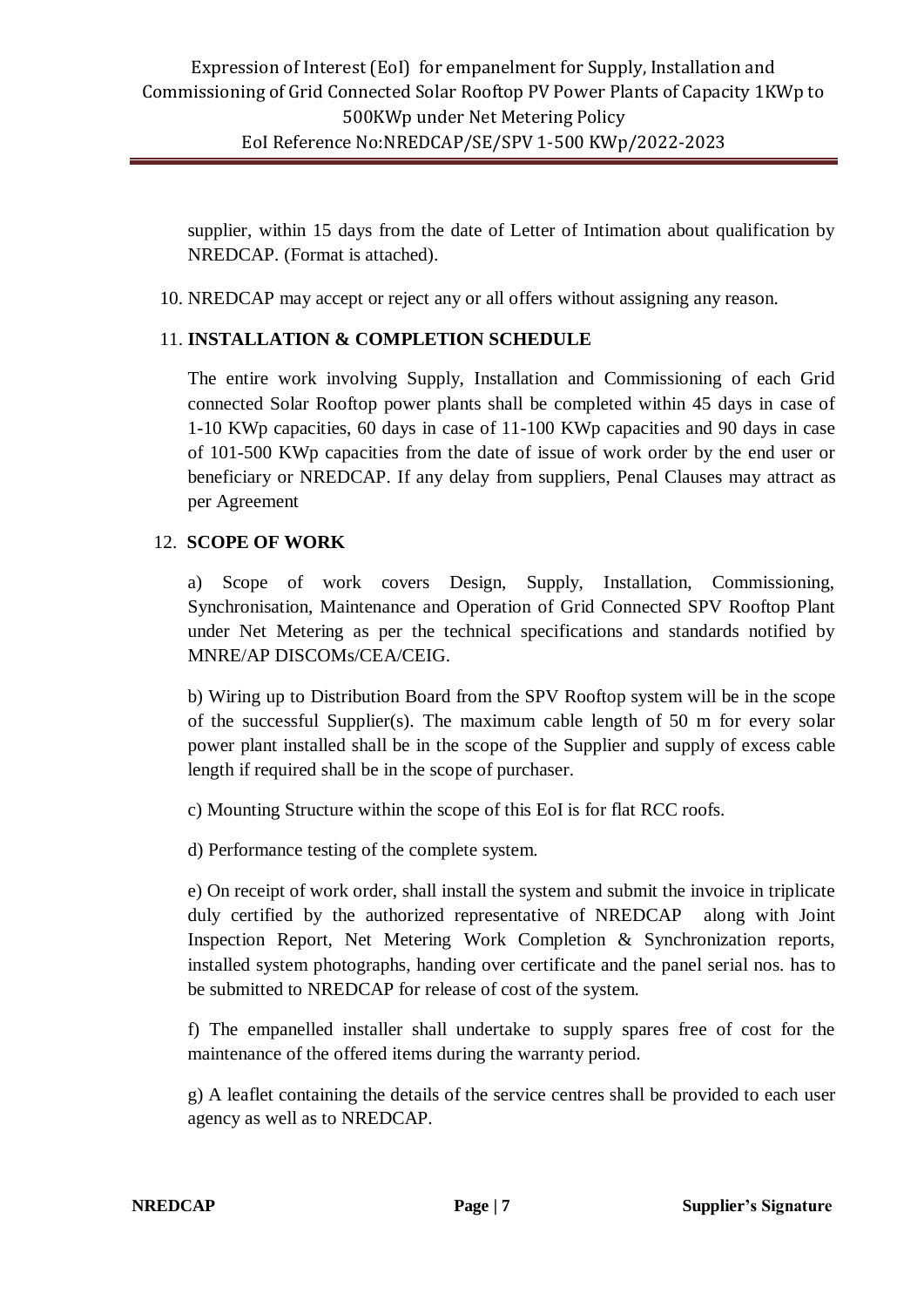supplier, within 15 days from the date of Letter of Intimation about qualification by NREDCAP. (Format is attached).

10. NREDCAP may accept or reject any or all offers without assigning any reason.

11. **INSTALLATION & COMPLETION SCHEDULE**

    The entire work involving Supply, Installation and Commissioning of each Grid connected Solar Rooftop power plants shall be completed within 45 days in case of 1-10 KWp capacities, 60 days in case of 11-100 KWp capacities and 90 days in case of 101-500 KWp capacities from the date of issue of work order by the end user or beneficiary or NREDCAP. If any delay from suppliers, Penal Clauses may attract as per Agreement

12. **SCOPE OF WORK**

    a) Scope of work covers Design, Supply, Installation, Commissioning, Synchronisation, Maintenance and Operation of Grid Connected SPV Rooftop Plant under Net Metering as per the technical specifications and standards notified by MNRE/AP DISCOMs/CEA/CEIG.

    b) Wiring up to Distribution Board from the SPV Rooftop system will be in the scope of the successful Supplier(s). The maximum cable length of 50 m for every solar power plant installed shall be in the scope of the Supplier and supply of excess cable length if required shall be in the scope of purchaser.

    c) Mounting Structure within the scope of this EoI is for flat RCC roofs.

    d) Performance testing of the complete system.

    e) On receipt of work order, shall install the system and submit the invoice in triplicate duly certified by the authorized representative of NREDCAP along with Joint Inspection Report, Net Metering Work Completion & Synchronization reports, installed system photographs, handing over certificate and the panel serial nos. has to be submitted to NREDCAP for release of cost of the system.

    f) The empanelled installer shall undertake to supply spares free of cost for the maintenance of the offered items during the warranty period.

    g) A leaflet containing the details of the service centres shall be provided to each user agency as well as to NREDCAP.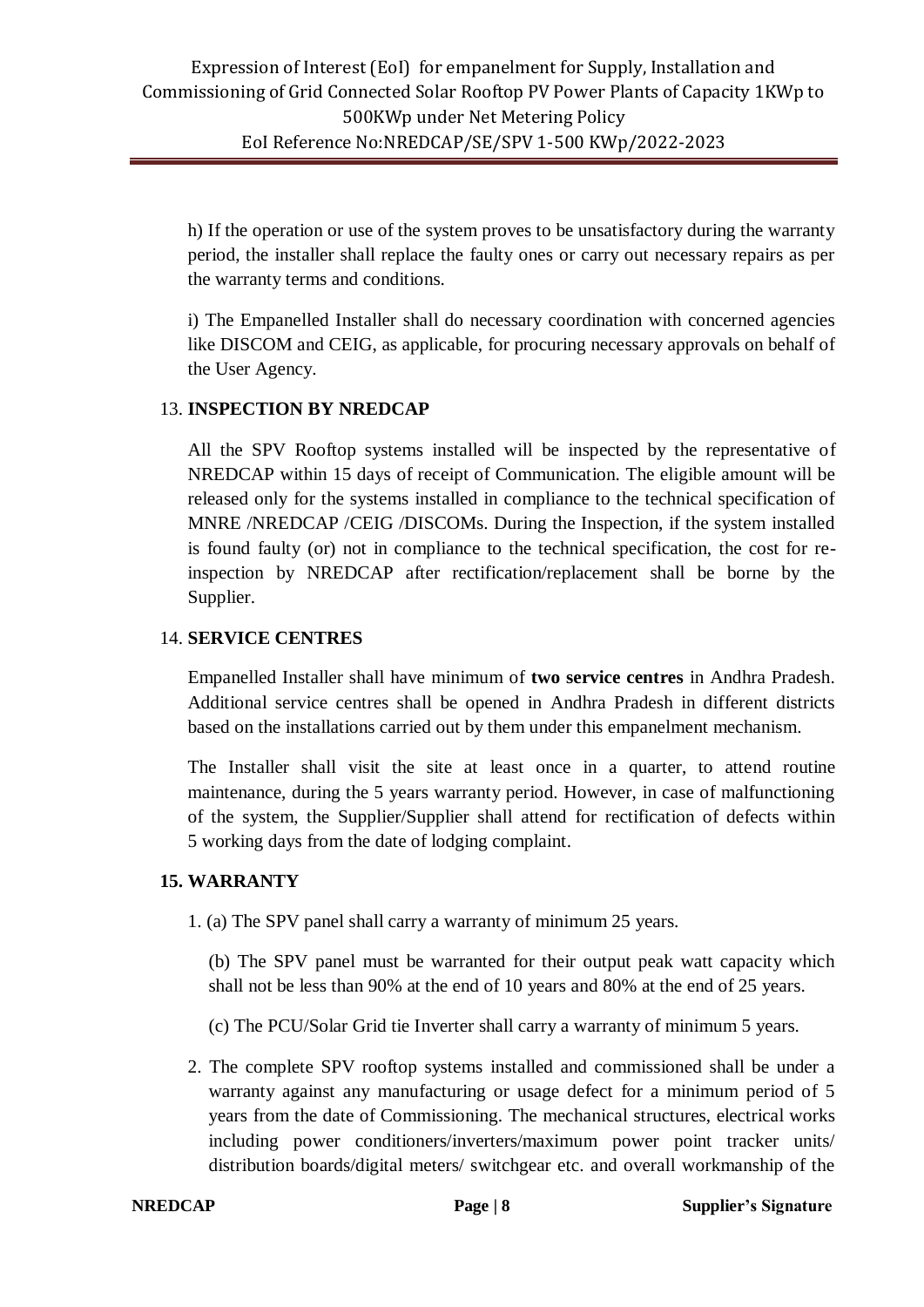h) If the operation or use of the system proves to be unsatisfactory during the warranty period, the installer shall replace the faulty ones or carry out necessary repairs as per the warranty terms and conditions.

i) The Empanelled Installer shall do necessary coordination with concerned agencies like DISCOM and CEIG, as applicable, for procuring necessary approvals on behalf of the User Agency.

## 13. **INSPECTION BY NREDCAP**

All the SPV Rooftop systems installed will be inspected by the representative of NREDCAP within 15 days of receipt of Communication. The eligible amount will be released only for the systems installed in compliance to the technical specification of MNRE /NREDCAP /CEIG /DISCOMs. During the Inspection, if the system installed is found faulty (or) not in compliance to the technical specification, the cost for re-inspection by NREDCAP after rectification/replacement shall be borne by the Supplier.

## 14. **SERVICE CENTRES**

Empanelled Installer shall have minimum of **two service centres** in Andhra Pradesh. Additional service centres shall be opened in Andhra Pradesh in different districts based on the installations carried out by them under this empanelment mechanism.

The Installer shall visit the site at least once in a quarter, to attend routine maintenance, during the 5 years warranty period. However, in case of malfunctioning of the system, the Supplier/Supplier shall attend for rectification of defects within 5 working days from the date of lodging complaint.

## **15. WARRANTY**

1. (a) The SPV panel shall carry a warranty of minimum 25 years.

   (b) The SPV panel must be warranted for their output peak watt capacity which shall not be less than 90% at the end of 10 years and 80% at the end of 25 years.

   (c) The PCU/Solar Grid tie Inverter shall carry a warranty of minimum 5 years.

2. The complete SPV rooftop systems installed and commissioned shall be under a warranty against any manufacturing or usage defect for a minimum period of 5 years from the date of Commissioning. The mechanical structures, electrical works including power conditioners/inverters/maximum power point tracker units/ distribution boards/digital meters/ switchgear etc. and overall workmanship of the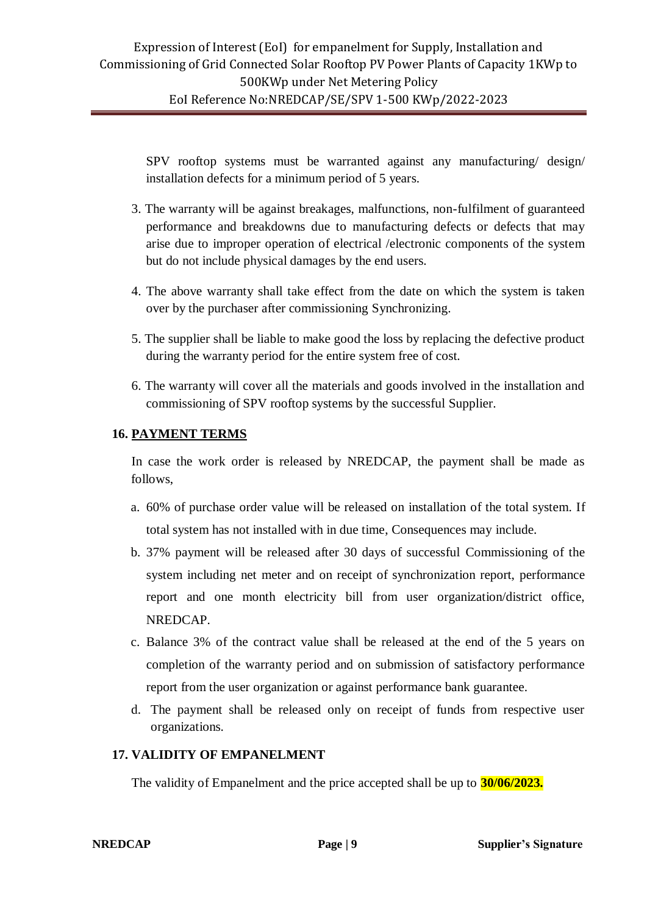SPV rooftop systems must be warranted against any manufacturing/ design/ installation defects for a minimum period of 5 years.

3. The warranty will be against breakages, malfunctions, non-fulfilment of guaranteed performance and breakdowns due to manufacturing defects or defects that may arise due to improper operation of electrical /electronic components of the system but do not include physical damages by the end users.
4. The above warranty shall take effect from the date on which the system is taken over by the purchaser after commissioning Synchronizing.
5. The supplier shall be liable to make good the loss by replacing the defective product during the warranty period for the entire system free of cost.
6. The warranty will cover all the materials and goods involved in the installation and commissioning of SPV rooftop systems by the successful Supplier.

## 16. PAYMENT TERMS

In case the work order is released by NREDCAP, the payment shall be made as follows,

a. 60% of purchase order value will be released on installation of the total system. If total system has not installed with in due time, Consequences may include.

b. 37% payment will be released after 30 days of successful Commissioning of the system including net meter and on receipt of synchronization report, performance report and one month electricity bill from user organization/district office, NREDCAP.

c. Balance 3% of the contract value shall be released at the end of the 5 years on completion of the warranty period and on submission of satisfactory performance report from the user organization or against performance bank guarantee.

d. The payment shall be released only on receipt of funds from respective user organizations.

## 17. VALIDITY OF EMPANELMENT

The validity of Empanelment and the price accepted shall be up to **30/06/2023.**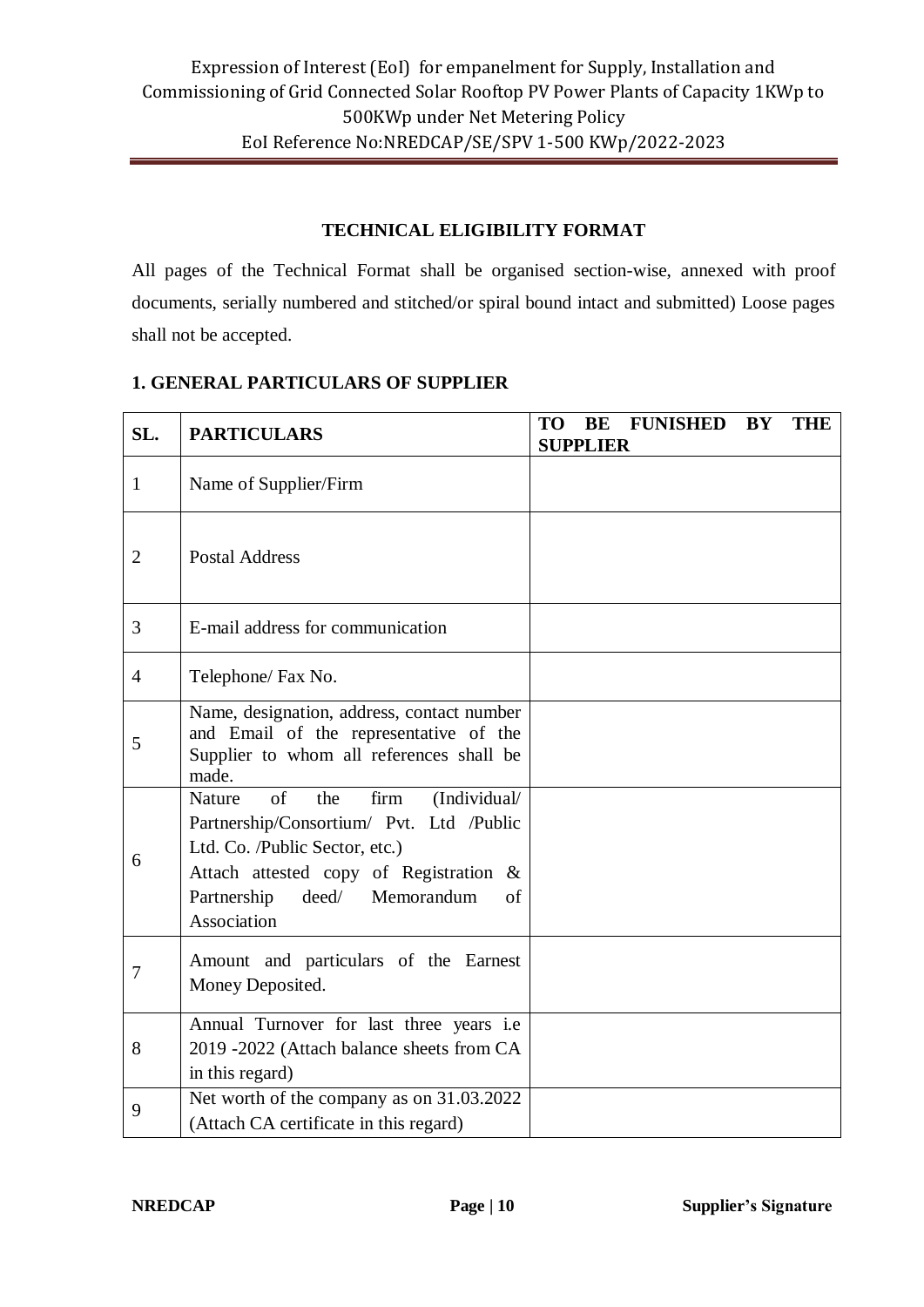## TECHNICAL ELIGIBILITY FORMAT

All pages of the Technical Format shall be organised section-wise, annexed with proof documents, serially numbered and stitched/or spiral bound intact and submitted) Loose pages shall not be accepted.

### 1. GENERAL PARTICULARS OF SUPPLIER

| SL. | PARTICULARS | TO BE FUNISHED BY THE SUPPLIER |
|---|---|---|
| 1 | Name of Supplier/Firm | |
| 2 | Postal Address | |
| 3 | E-mail address for communication | |
| 4 | Telephone/ Fax No. | |
| 5 | Name, designation, address, contact number and Email of the representative of the Supplier to whom all references shall be made. | |
| 6 | Nature of the firm (Individual/ Partnership/Consortium/ Pvt. Ltd /Public Ltd. Co. /Public Sector, etc.)<br>Attach attested copy of Registration & Partnership deed/ Memorandum of Association | |
| 7 | Amount and particulars of the Earnest Money Deposited. | |
| 8 | Annual Turnover for last three years i.e 2019 -2022 (Attach balance sheets from CA in this regard) | |
| 9 | Net worth of the company as on 31.03.2022 (Attach CA certificate in this regard) | |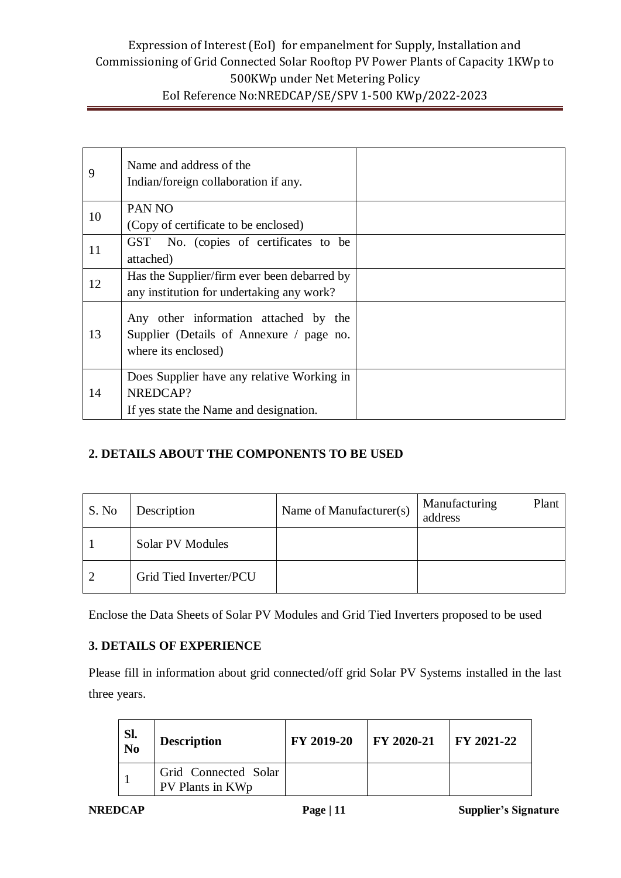| 9 | Name and address of the Indian/foreign collaboration if any. | |
|---|---|---|
| 10 | PAN NO<br>(Copy of certificate to be enclosed) | |
| 11 | GST No. (copies of certificates to be attached) | |
| 12 | Has the Supplier/firm ever been debarred by any institution for undertaking any work? | |
| 13 | Any other information attached by the Supplier (Details of Annexure / page no. where its enclosed) | |
| 14 | Does Supplier have any relative Working in NREDCAP?<br>If yes state the Name and designation. | |

## 2. DETAILS ABOUT THE COMPONENTS TO BE USED

| S. No | Description | Name of Manufacturer(s) | Manufacturing Plant address |
|---|---|---|---|
| 1 | Solar PV Modules | | |
| 2 | Grid Tied Inverter/PCU | | |

Enclose the Data Sheets of Solar PV Modules and Grid Tied Inverters proposed to be used

## 3. DETAILS OF EXPERIENCE

Please fill in information about grid connected/off grid Solar PV Systems installed in the last three years.

| Sl. No | Description | FY 2019-20 | FY 2020-21 | FY 2021-22 |
|---|---|---|---|---|
| 1 | Grid Connected Solar PV Plants in KWp | | | |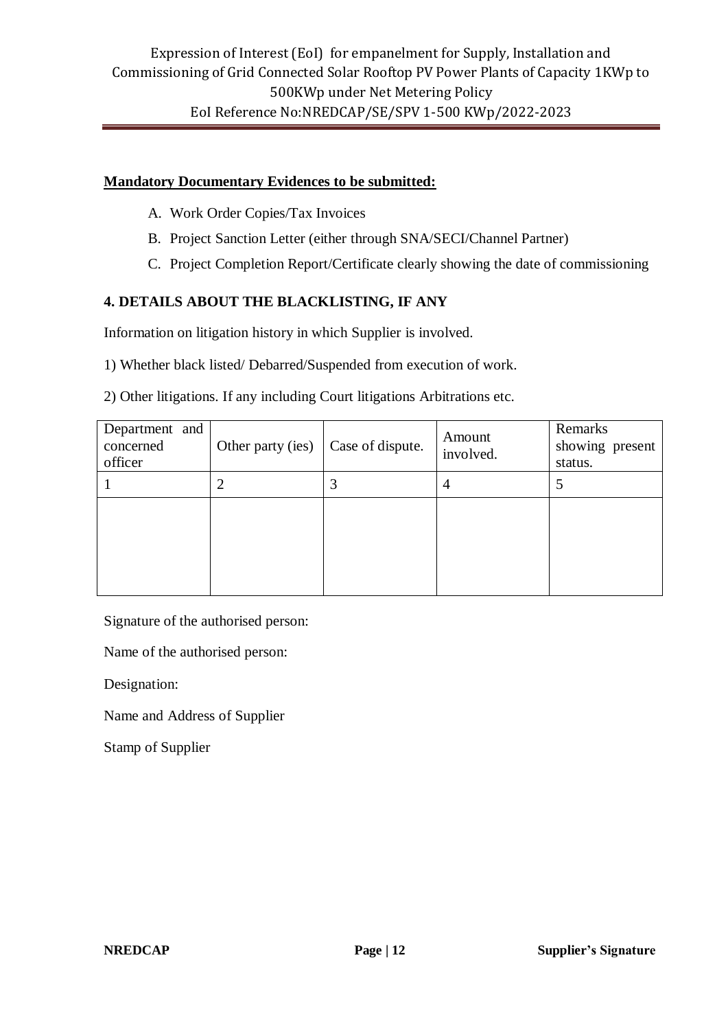**Mandatory Documentary Evidences to be submitted:**

A. Work Order Copies/Tax Invoices
B. Project Sanction Letter (either through SNA/SECI/Channel Partner)
C. Project Completion Report/Certificate clearly showing the date of commissioning

## 4. DETAILS ABOUT THE BLACKLISTING, IF ANY

Information on litigation history in which Supplier is involved.

1) Whether black listed/ Debarred/Suspended from execution of work.

2) Other litigations. If any including Court litigations Arbitrations etc.

| Department and concerned officer | Other party (ies) | Case of dispute. | Amount involved. | Remarks showing present status. |
|---|---|---|---|---|
| 1 | 2 | 3 | 4 | 5 |
| | | | | |

Signature of the authorised person:

Name of the authorised person:

Designation:

Name and Address of Supplier

Stamp of Supplier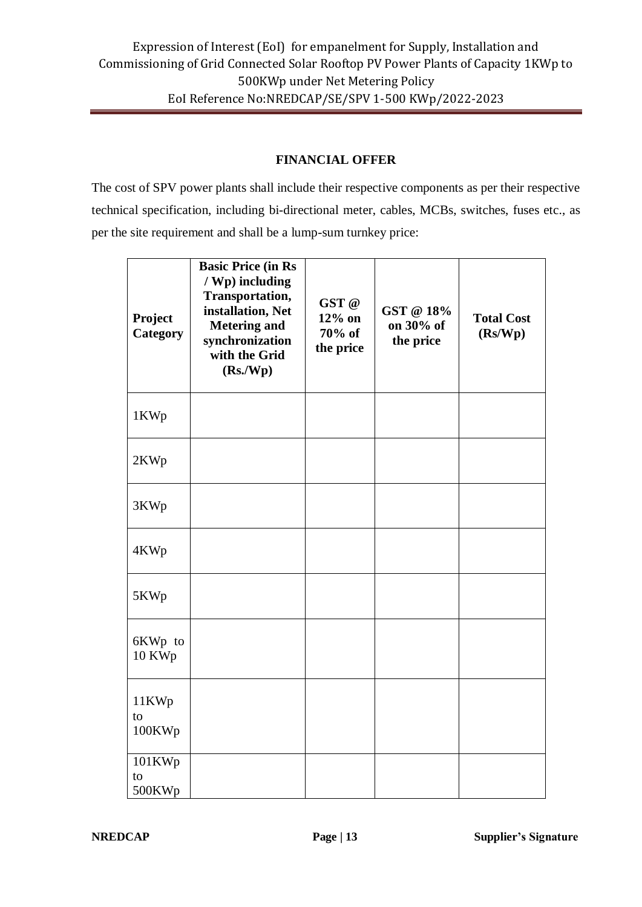## FINANCIAL OFFER

The cost of SPV power plants shall include their respective components as per their respective technical specification, including bi-directional meter, cables, MCBs, switches, fuses etc., as per the site requirement and shall be a lump-sum turnkey price:

| Project Category | Basic Price (in Rs / Wp) including Transportation, installation, Net Metering and synchronization with the Grid (Rs./Wp) | GST @ 12% on 70% of the price | GST @ 18% on 30% of the price | Total Cost (Rs/Wp) |
|---|---|---|---|---|
| 1KWp | | | | |
| 2KWp | | | | |
| 3KWp | | | | |
| 4KWp | | | | |
| 5KWp | | | | |
| 6KWp to 10 KWp | | | | |
| 11KWp to 100KWp | | | | |
| 101KWp to 500KWp | | | | |

**NREDCAP** **Supplier's Signature**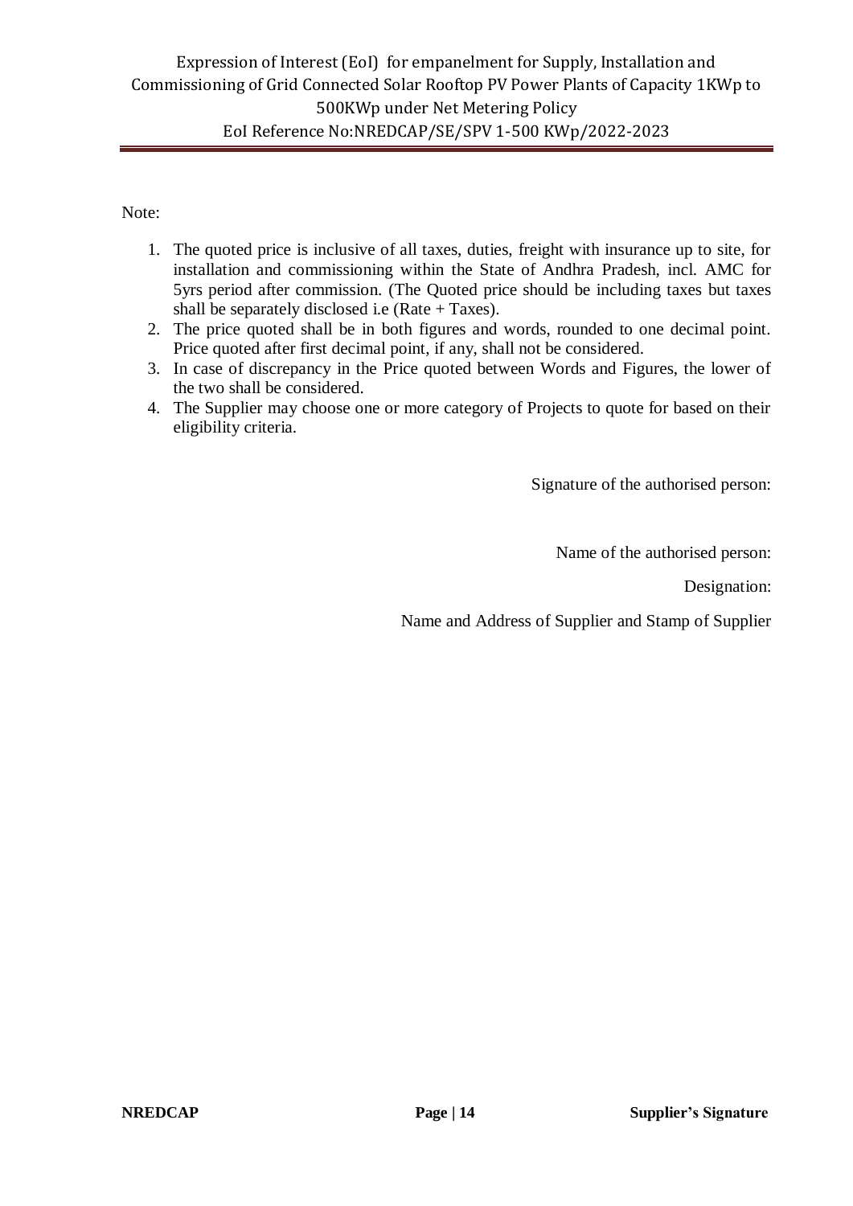Note:

1. The quoted price is inclusive of all taxes, duties, freight with insurance up to site, for installation and commissioning within the State of Andhra Pradesh, incl. AMC for 5yrs period after commission. (The Quoted price should be including taxes but taxes shall be separately disclosed i.e (Rate + Taxes).
2. The price quoted shall be in both figures and words, rounded to one decimal point. Price quoted after first decimal point, if any, shall not be considered.
3. In case of discrepancy in the Price quoted between Words and Figures, the lower of the two shall be considered.
4. The Supplier may choose one or more category of Projects to quote for based on their eligibility criteria.

Signature of the authorised person:

Name of the authorised person:

Designation:

Name and Address of Supplier and Stamp of Supplier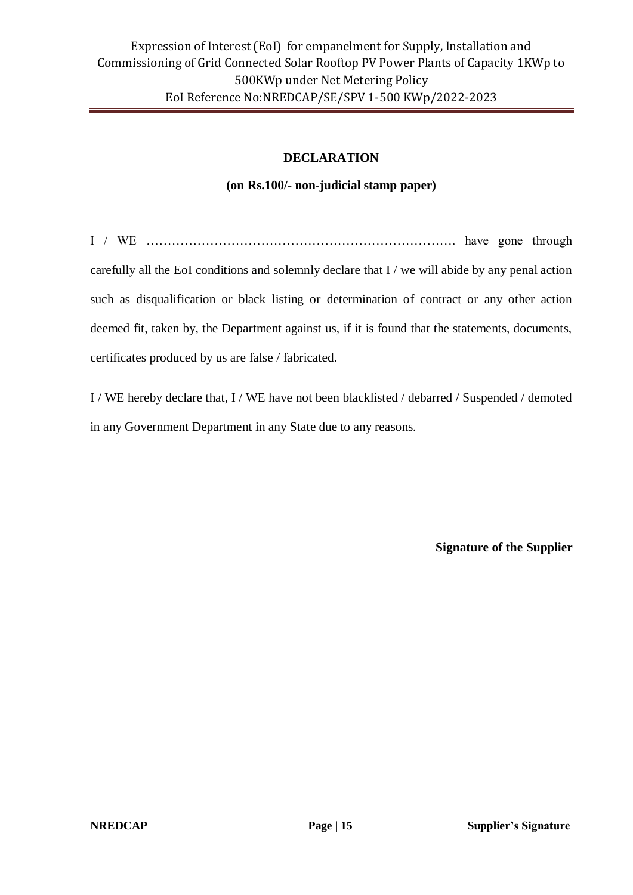**DECLARATION**

**(on Rs.100/- non-judicial stamp paper)**

I / WE ………………………………………………………………. have gone through carefully all the EoI conditions and solemnly declare that I / we will abide by any penal action such as disqualification or black listing or determination of contract or any other action deemed fit, taken by, the Department against us, if it is found that the statements, documents, certificates produced by us are false / fabricated.

I / WE hereby declare that, I / WE have not been blacklisted / debarred / Suspended / demoted in any Government Department in any State due to any reasons.

**Signature of the Supplier**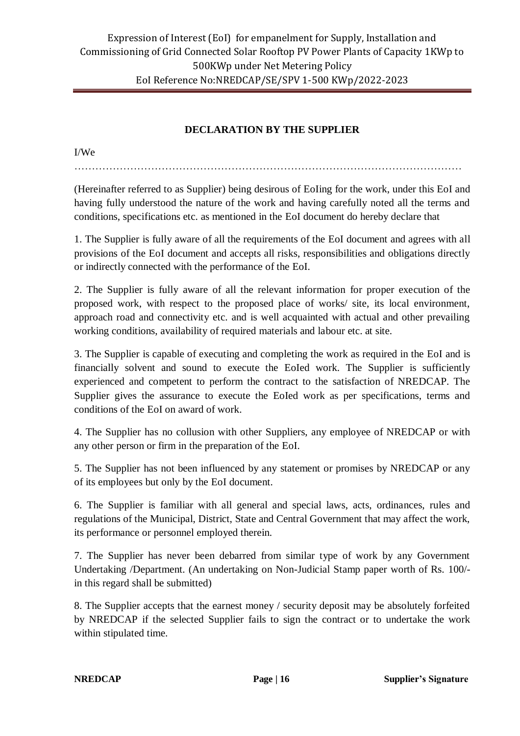## DECLARATION BY THE SUPPLIER

I/We

…………………………………………………………………………………………………

(Hereinafter referred to as Supplier) being desirous of EoIing for the work, under this EoI and having fully understood the nature of the work and having carefully noted all the terms and conditions, specifications etc. as mentioned in the EoI document do hereby declare that

1. The Supplier is fully aware of all the requirements of the EoI document and agrees with all provisions of the EoI document and accepts all risks, responsibilities and obligations directly or indirectly connected with the performance of the EoI.

2. The Supplier is fully aware of all the relevant information for proper execution of the proposed work, with respect to the proposed place of works/ site, its local environment, approach road and connectivity etc. and is well acquainted with actual and other prevailing working conditions, availability of required materials and labour etc. at site.

3. The Supplier is capable of executing and completing the work as required in the EoI and is financially solvent and sound to execute the EoIed work. The Supplier is sufficiently experienced and competent to perform the contract to the satisfaction of NREDCAP. The Supplier gives the assurance to execute the EoIed work as per specifications, terms and conditions of the EoI on award of work.

4. The Supplier has no collusion with other Suppliers, any employee of NREDCAP or with any other person or firm in the preparation of the EoI.

5. The Supplier has not been influenced by any statement or promises by NREDCAP or any of its employees but only by the EoI document.

6. The Supplier is familiar with all general and special laws, acts, ordinances, rules and regulations of the Municipal, District, State and Central Government that may affect the work, its performance or personnel employed therein.

7. The Supplier has never been debarred from similar type of work by any Government Undertaking /Department. (An undertaking on Non-Judicial Stamp paper worth of Rs. 100/- in this regard shall be submitted)

8. The Supplier accepts that the earnest money / security deposit may be absolutely forfeited by NREDCAP if the selected Supplier fails to sign the contract or to undertake the work within stipulated time.

**Supplier's Signature**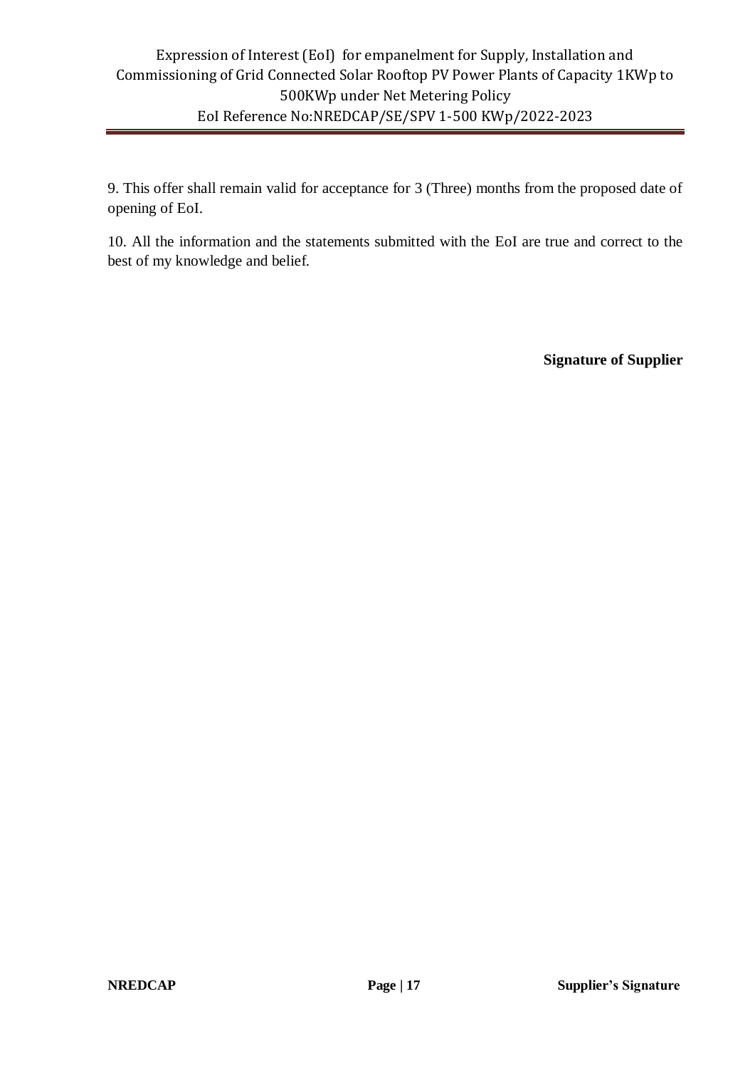9. This offer shall remain valid for acceptance for 3 (Three) months from the proposed date of opening of EoI.

10. All the information and the statements submitted with the EoI are true and correct to the best of my knowledge and belief.

**Signature of Supplier**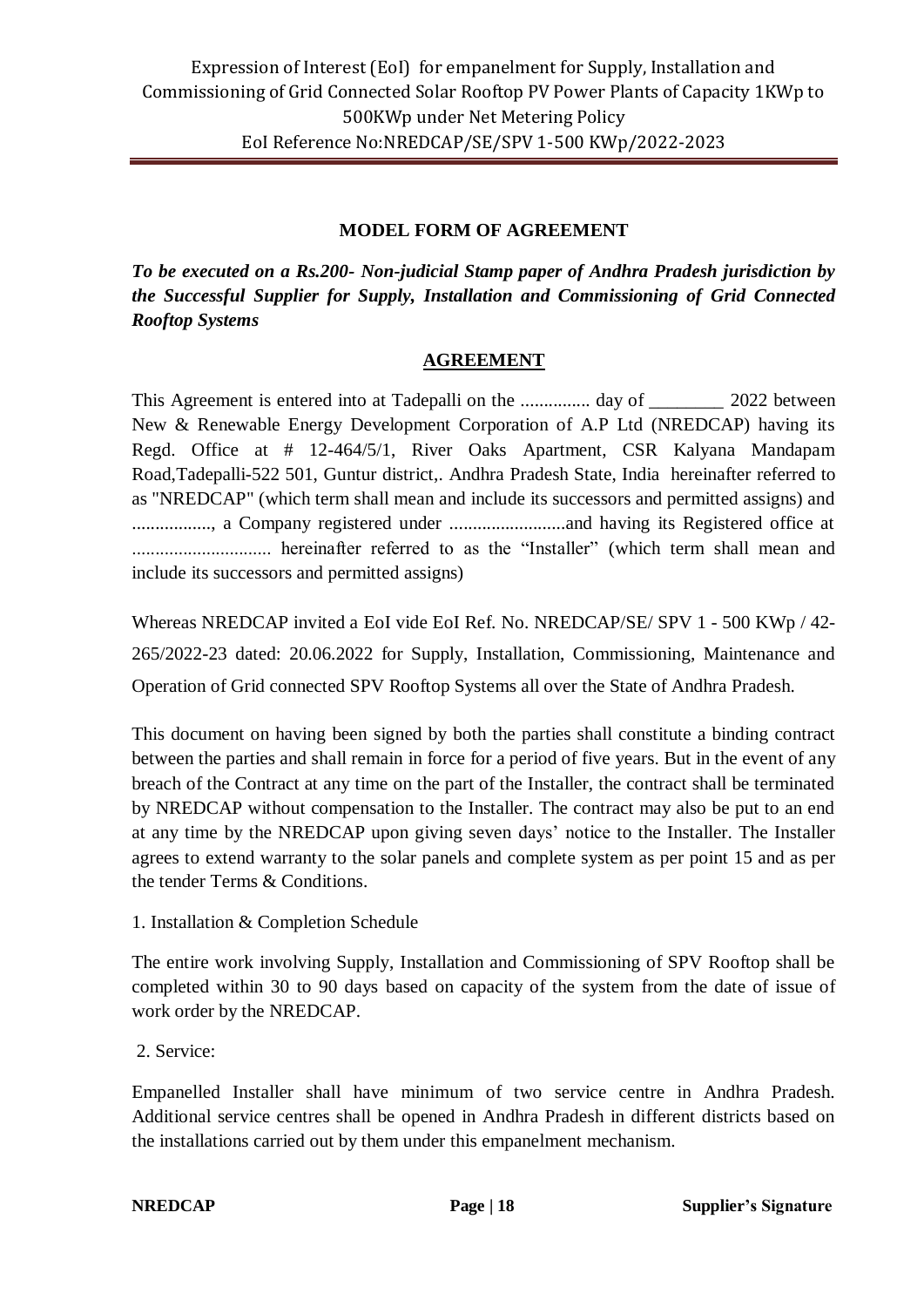## MODEL FORM OF AGREEMENT

***To be executed on a Rs.200- Non-judicial Stamp paper of Andhra Pradesh jurisdiction by the Successful Supplier for Supply, Installation and Commissioning of Grid Connected Rooftop Systems***

## AGREEMENT

This Agreement is entered into at Tadepalli on the ............... day of ________ 2022 between New & Renewable Energy Development Corporation of A.P Ltd (NREDCAP) having its Regd. Office at # 12-464/5/1, River Oaks Apartment, CSR Kalyana Mandapam Road,Tadepalli-522 501, Guntur district,. Andhra Pradesh State, India hereinafter referred to as "NREDCAP" (which term shall mean and include its successors and permitted assigns) and ................., a Company registered under .........................and having its Registered office at .............................. hereinafter referred to as the "Installer" (which term shall mean and include its successors and permitted assigns)

Whereas NREDCAP invited a EoI vide EoI Ref. No. NREDCAP/SE/ SPV 1 - 500 KWp / 42-265/2022-23 dated: 20.06.2022 for Supply, Installation, Commissioning, Maintenance and Operation of Grid connected SPV Rooftop Systems all over the State of Andhra Pradesh.

This document on having been signed by both the parties shall constitute a binding contract between the parties and shall remain in force for a period of five years. But in the event of any breach of the Contract at any time on the part of the Installer, the contract shall be terminated by NREDCAP without compensation to the Installer. The contract may also be put to an end at any time by the NREDCAP upon giving seven days' notice to the Installer. The Installer agrees to extend warranty to the solar panels and complete system as per point 15 and as per the tender Terms & Conditions.

1. Installation & Completion Schedule

The entire work involving Supply, Installation and Commissioning of SPV Rooftop shall be completed within 30 to 90 days based on capacity of the system from the date of issue of work order by the NREDCAP.

2. Service:

Empanelled Installer shall have minimum of two service centre in Andhra Pradesh. Additional service centres shall be opened in Andhra Pradesh in different districts based on the installations carried out by them under this empanelment mechanism.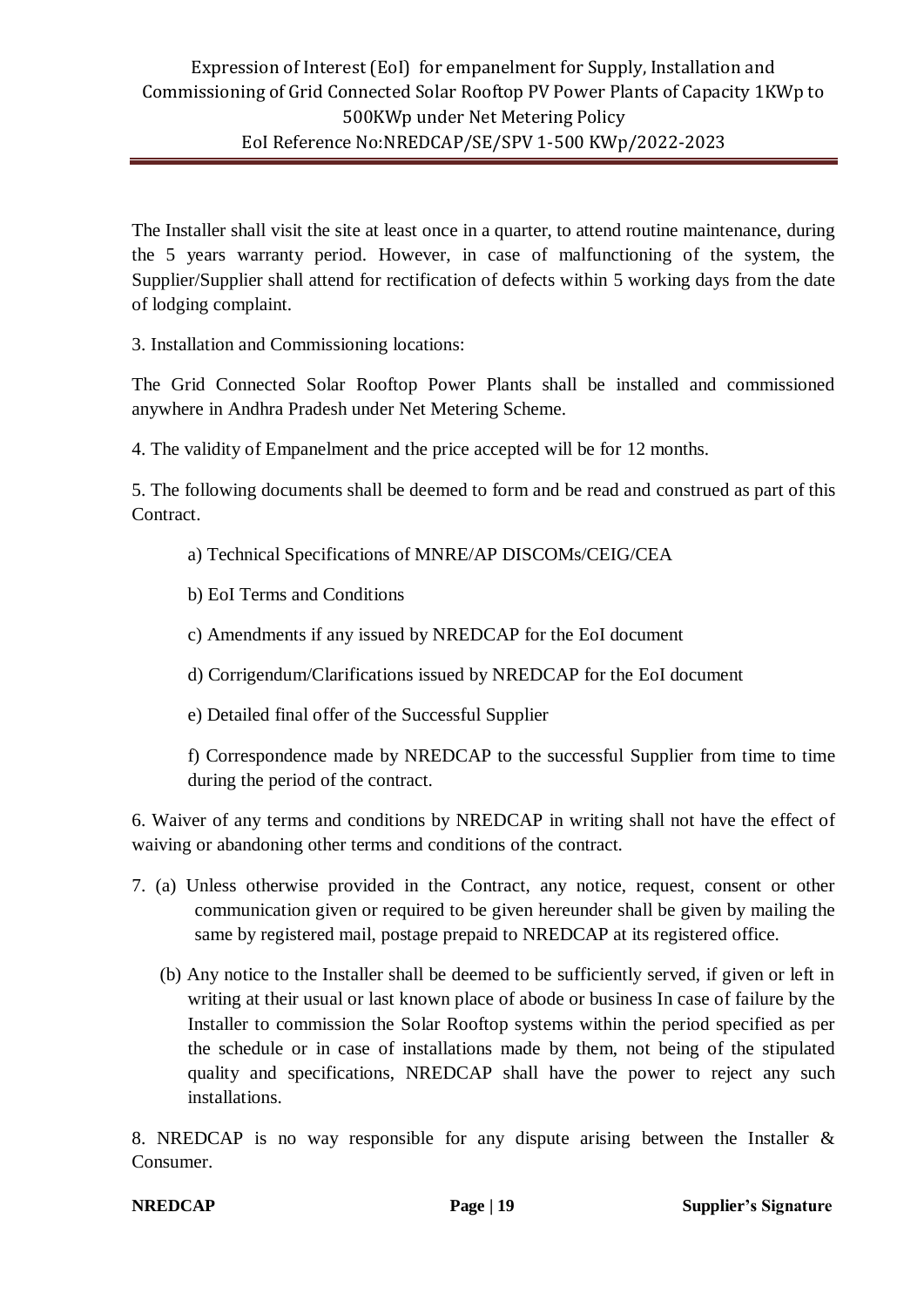The Installer shall visit the site at least once in a quarter, to attend routine maintenance, during the 5 years warranty period. However, in case of malfunctioning of the system, the Supplier/Supplier shall attend for rectification of defects within 5 working days from the date of lodging complaint.

3. Installation and Commissioning locations:

The Grid Connected Solar Rooftop Power Plants shall be installed and commissioned anywhere in Andhra Pradesh under Net Metering Scheme.

4. The validity of Empanelment and the price accepted will be for 12 months.

5. The following documents shall be deemed to form and be read and construed as part of this Contract.

a) Technical Specifications of MNRE/AP DISCOMs/CEIG/CEA

b) EoI Terms and Conditions

c) Amendments if any issued by NREDCAP for the EoI document

d) Corrigendum/Clarifications issued by NREDCAP for the EoI document

e) Detailed final offer of the Successful Supplier

f) Correspondence made by NREDCAP to the successful Supplier from time to time during the period of the contract.

6. Waiver of any terms and conditions by NREDCAP in writing shall not have the effect of waiving or abandoning other terms and conditions of the contract.

7. (a) Unless otherwise provided in the Contract, any notice, request, consent or other communication given or required to be given hereunder shall be given by mailing the same by registered mail, postage prepaid to NREDCAP at its registered office.

(b) Any notice to the Installer shall be deemed to be sufficiently served, if given or left in writing at their usual or last known place of abode or business In case of failure by the Installer to commission the Solar Rooftop systems within the period specified as per the schedule or in case of installations made by them, not being of the stipulated quality and specifications, NREDCAP shall have the power to reject any such installations.

8. NREDCAP is no way responsible for any dispute arising between the Installer & Consumer.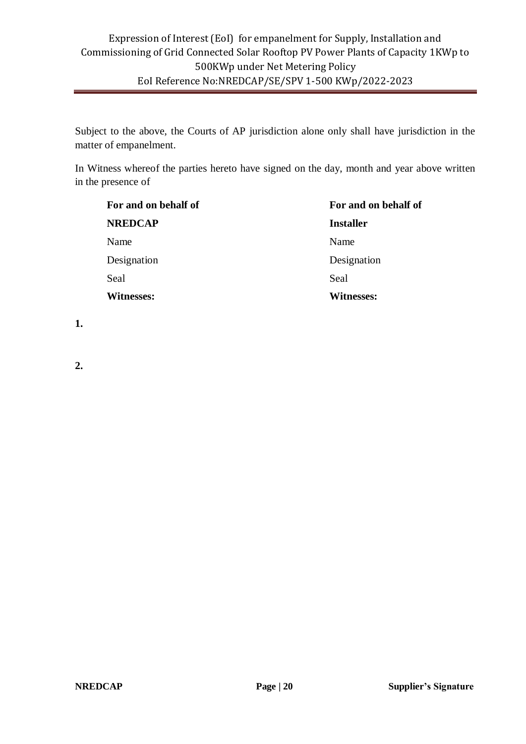Subject to the above, the Courts of AP jurisdiction alone only shall have jurisdiction in the matter of empanelment.

In Witness whereof the parties hereto have signed on the day, month and year above written in the presence of

| | |
|---|---|
| **For and on behalf of** | **For and on behalf of** |
| **NREDCAP** | **Installer** |
| Name | Name |
| Designation | Designation |
| Seal | Seal |
| **Witnesses:** | **Witnesses:** |

**1.**

**2.**